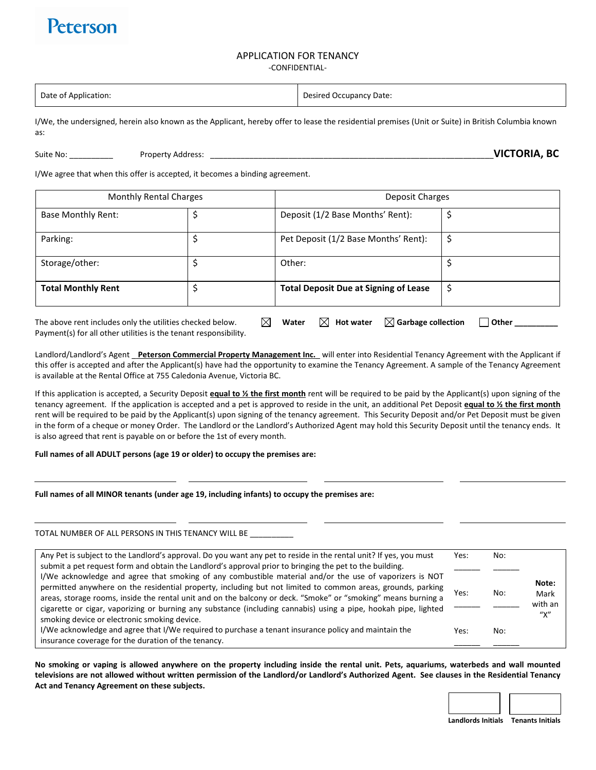Peterson

# APPLICATION FOR TENANCY

-CONFIDENTIAL-

| Date of Application: | Desired Occupancy Date: |
|---|---|

I/We, the undersigned, herein also known as the Applicant, hereby offer to lease the residential premises (Unit or Suite) in British Columbia known as:

Suite No: __________ Property Address: ________________________________________________________________ **VICTORIA, BC**

I/We agree that when this offer is accepted, it becomes a binding agreement.

| Monthly Rental Charges | | Deposit Charges | |
|---|---|---|---|
| Base Monthly Rent: | $ | Deposit (1/2 Base Months' Rent): | $ |
| Parking: | $ | Pet Deposit (1/2 Base Months' Rent): | $ |
| Storage/other: | $ | Other: | $ |
| **Total Monthly Rent** | $ | **Total Deposit Due at Signing of Lease** | $ |

The above rent includes only the utilities checked below. Payment(s) for all other utilities is the tenant responsibility.

☒ **Water** ☒ **Hot water** ☒ **Garbage collection** ☐ **Other __________**

Landlord/Landlord's Agent **Peterson Commercial Property Management Inc.** will enter into Residential Tenancy Agreement with the Applicant if this offer is accepted and after the Applicant(s) have had the opportunity to examine the Tenancy Agreement. A sample of the Tenancy Agreement is available at the Rental Office at 755 Caledonia Avenue, Victoria BC.

If this application is accepted, a Security Deposit **equal to ½ the first month** rent will be required to be paid by the Applicant(s) upon signing of the tenancy agreement. If the application is accepted and a pet is approved to reside in the unit, an additional Pet Deposit **equal to ½ the first month** rent will be required to be paid by the Applicant(s) upon signing of the tenancy agreement. This Security Deposit and/or Pet Deposit must be given in the form of a cheque or money Order. The Landlord or the Landlord's Authorized Agent may hold this Security Deposit until the tenancy ends. It is also agreed that rent is payable on or before the 1st of every month.

**Full names of all ADULT persons (age 19 or older) to occupy the premises are:**

____________________ ____________________ ____________________ ____________________

**Full names of all MINOR tenants (under age 19, including infants) to occupy the premises are:**

____________________ ____________________ ____________________ ____________________

TOTAL NUMBER OF ALL PERSONS IN THIS TENANCY WILL BE __________

| | | | |
|---|---|---|---|
| Any Pet is subject to the Landlord's approval. Do you want any pet to reside in the rental unit? If yes, you must submit a pet request form and obtain the Landlord's approval prior to bringing the pet to the building. | Yes: ______ | No: ______ | **Note:** Mark with an "X" |
| I/We acknowledge and agree that smoking of any combustible material and/or the use of vaporizers is NOT permitted anywhere on the residential property, including but not limited to common areas, grounds, parking areas, storage rooms, inside the rental unit and on the balcony or deck. "Smoke" or "smoking" means burning a cigarette or cigar, vaporizing or burning any substance (including cannabis) using a pipe, hookah pipe, lighted smoking device or electronic smoking device. | Yes: ______ | No: ______ | |
| I/We acknowledge and agree that I/We required to purchase a tenant insurance policy and maintain the insurance coverage for the duration of the tenancy. | Yes: ______ | No: ______ | |

**No smoking or vaping is allowed anywhere on the property including inside the rental unit. Pets, aquariums, waterbeds and wall mounted televisions are not allowed without written permission of the Landlord/or Landlord's Authorized Agent. See clauses in the Residential Tenancy Act and Tenancy Agreement on these subjects.**

| | |
|---|---|
| **Landlords Initials** | **Tenants Initials** |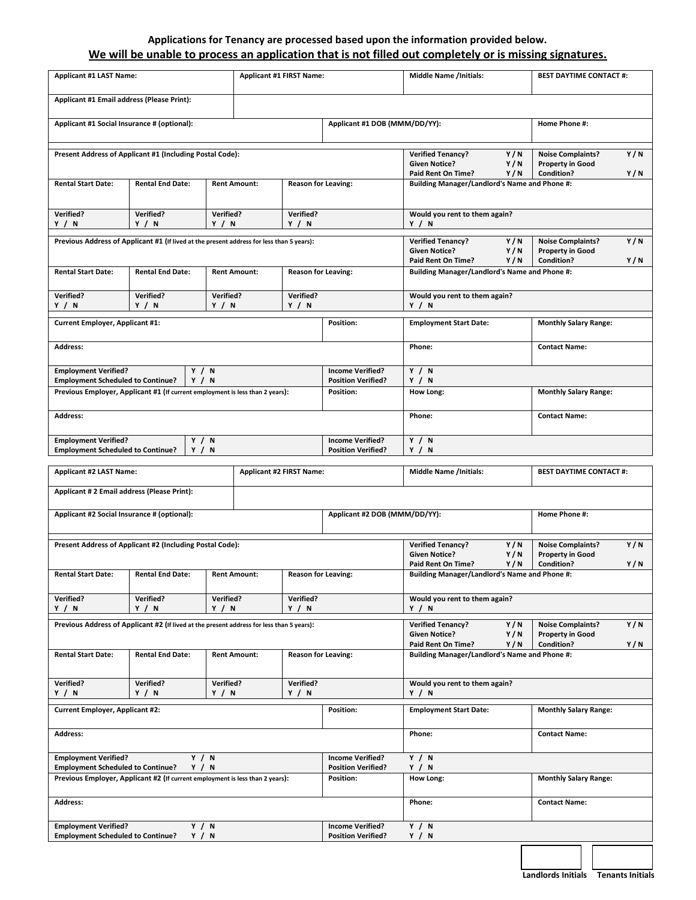**Applications for Tenancy are processed based upon the information provided below.**

**We will be unable to process an application that is not filled out completely or is missing signatures.**

| Applicant #1 LAST Name: | Applicant #1 FIRST Name: | Middle Name /Initials: | BEST DAYTIME CONTACT #: |
|---|---|---|---|
| Applicant #1 Email address (Please Print): | | | |
| Applicant #1 Social Insurance # (optional): | Applicant #1 DOB (MMM/DD/YY): | | Home Phone #: |

| Present Address of Applicant #1 (Including Postal Code): | | | | Verified Tenancy? Y / N<br>Given Notice? Y / N<br>Paid Rent On Time? Y / N | Noise Complaints? Y / N<br>Property in Good Condition? Y / N |
|---|---|---|---|---|---|
| Rental Start Date: | Rental End Date: | Rent Amount: | Reason for Leaving: | Building Manager/Landlord's Name and Phone #: | |
| Verified? Y / N | Verified? Y / N | Verified? Y / N | Verified? Y / N | Would you rent to them again? Y / N | |

| Previous Address of Applicant #1 (If lived at the present address for less than 5 years): | | | | Verified Tenancy? Y / N<br>Given Notice? Y / N<br>Paid Rent On Time? Y / N | Noise Complaints? Y / N<br>Property in Good Condition? Y / N |
|---|---|---|---|---|---|
| Rental Start Date: | Rental End Date: | Rent Amount: | Reason for Leaving: | Building Manager/Landlord's Name and Phone #: | |
| Verified? Y / N | Verified? Y / N | Verified? Y / N | Verified? Y / N | Would you rent to them again? Y / N | |

| Current Employer, Applicant #1: | | Position: | Employment Start Date: | Monthly Salary Range: |
|---|---|---|---|---|
| Address: | | | Phone: | Contact Name: |
| Employment Verified?<br>Employment Scheduled to Continue? | Y / N<br>Y / N | Income Verified?<br>Position Verified? | Y / N<br>Y / N | |
| Previous Employer, Applicant #1 (If current employment is less than 2 years): | | Position: | How Long: | Monthly Salary Range: |
| Address: | | | Phone: | Contact Name: |
| Employment Verified?<br>Employment Scheduled to Continue? | Y / N<br>Y / N | Income Verified?<br>Position Verified? | Y / N<br>Y / N | |

| Applicant #2 LAST Name: | Applicant #2 FIRST Name: | Middle Name /Initials: | BEST DAYTIME CONTACT #: |
|---|---|---|---|
| Applicant # 2 Email address (Please Print): | | | |
| Applicant #2 Social Insurance # (optional): | Applicant #2 DOB (MMM/DD/YY): | | Home Phone #: |

| Present Address of Applicant #2 (Including Postal Code): | | | | Verified Tenancy? Y / N<br>Given Notice? Y / N<br>Paid Rent On Time? Y / N | Noise Complaints? Y / N<br>Property in Good Condition? Y / N |
|---|---|---|---|---|---|
| Rental Start Date: | Rental End Date: | Rent Amount: | Reason for Leaving: | Building Manager/Landlord's Name and Phone #: | |
| Verified? Y / N | Verified? Y / N | Verified? Y / N | Verified? Y / N | Would you rent to them again? Y / N | |

| Previous Address of Applicant #2 (If lived at the present address for less than 5 years): | | | | Verified Tenancy? Y / N<br>Given Notice? Y / N<br>Paid Rent On Time? Y / N | Noise Complaints? Y / N<br>Property in Good Condition? Y / N |
|---|---|---|---|---|---|
| Rental Start Date: | Rental End Date: | Rent Amount: | Reason for Leaving: | Building Manager/Landlord's Name and Phone #: | |
| Verified? Y / N | Verified? Y / N | Verified? Y / N | Verified? Y / N | Would you rent to them again? Y / N | |

| Current Employer, Applicant #2: | | Position: | Employment Start Date: | Monthly Salary Range: |
|---|---|---|---|---|
| Address: | | | Phone: | Contact Name: |
| Employment Verified?<br>Employment Scheduled to Continue? | Y / N<br>Y / N | Income Verified?<br>Position Verified? | Y / N<br>Y / N | |
| Previous Employer, Applicant #2 (If current employment is less than 2 years): | | Position: | How Long: | Monthly Salary Range: |
| Address: | | | Phone: | Contact Name: |
| Employment Verified?<br>Employment Scheduled to Continue? | Y / N<br>Y / N | Income Verified?<br>Position Verified? | Y / N<br>Y / N | |

| Landlords Initials | Tenants Initials |
|---|---|
| | |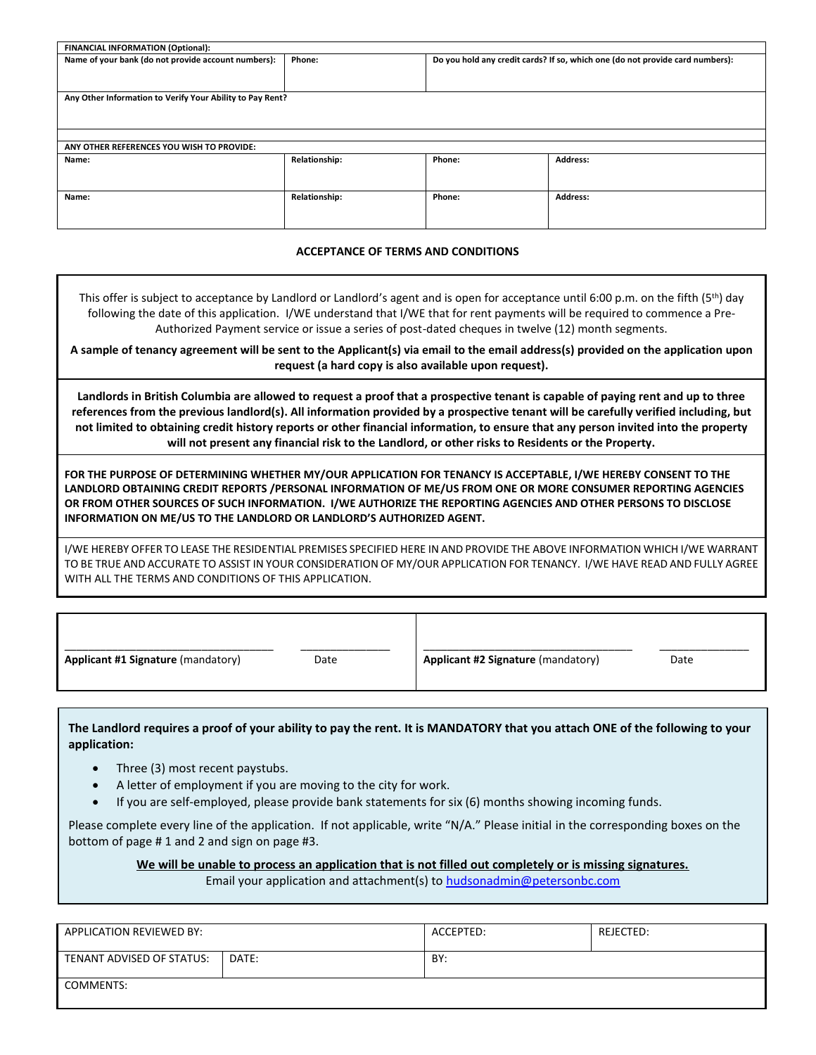| FINANCIAL INFORMATION (Optional): | | |
|---|---|---|
| **Name of your bank (do not provide account numbers):** | **Phone:** | **Do you hold any credit cards? If so, which one (do not provide card numbers):** |
| **Any Other Information to Verify Your Ability to Pay Rent?** | | |

| ANY OTHER REFERENCES YOU WISH TO PROVIDE: | | | |
|---|---|---|---|
| **Name:** | **Relationship:** | **Phone:** | **Address:** |
| **Name:** | **Relationship:** | **Phone:** | **Address:** |

**ACCEPTANCE OF TERMS AND CONDITIONS**

This offer is subject to acceptance by Landlord or Landlord's agent and is open for acceptance until 6:00 p.m. on the fifth (5th) day following the date of this application. I/WE understand that I/WE that for rent payments will be required to commence a Pre-Authorized Payment service or issue a series of post-dated cheques in twelve (12) month segments.

**A sample of tenancy agreement will be sent to the Applicant(s) via email to the email address(s) provided on the application upon request (a hard copy is also available upon request).**

**Landlords in British Columbia are allowed to request a proof that a prospective tenant is capable of paying rent and up to three references from the previous landlord(s). All information provided by a prospective tenant will be carefully verified including, but not limited to obtaining credit history reports or other financial information, to ensure that any person invited into the property will not present any financial risk to the Landlord, or other risks to Residents or the Property.**

**FOR THE PURPOSE OF DETERMINING WHETHER MY/OUR APPLICATION FOR TENANCY IS ACCEPTABLE, I/WE HEREBY CONSENT TO THE LANDLORD OBTAINING CREDIT REPORTS /PERSONAL INFORMATION OF ME/US FROM ONE OR MORE CONSUMER REPORTING AGENCIES OR FROM OTHER SOURCES OF SUCH INFORMATION. I/WE AUTHORIZE THE REPORTING AGENCIES AND OTHER PERSONS TO DISCLOSE INFORMATION ON ME/US TO THE LANDLORD OR LANDLORD'S AUTHORIZED AGENT.**

I/WE HEREBY OFFER TO LEASE THE RESIDENTIAL PREMISES SPECIFIED HERE IN AND PROVIDE THE ABOVE INFORMATION WHICH I/WE WARRANT TO BE TRUE AND ACCURATE TO ASSIST IN YOUR CONSIDERATION OF MY/OUR APPLICATION FOR TENANCY. I/WE HAVE READ AND FULLY AGREE WITH ALL THE TERMS AND CONDITIONS OF THIS APPLICATION.

| ___________________________ | ___________ | ___________________________ | ___________ |
|---|---|---|---|
| **Applicant #1 Signature** (mandatory) | Date | **Applicant #2 Signature** (mandatory) | Date |

**The Landlord requires a proof of your ability to pay the rent. It is MANDATORY that you attach ONE of the following to your application:**

- Three (3) most recent paystubs.
- A letter of employment if you are moving to the city for work.
- If you are self-employed, please provide bank statements for six (6) months showing incoming funds.

Please complete every line of the application. If not applicable, write "N/A." Please initial in the corresponding boxes on the bottom of page # 1 and 2 and sign on page #3.

**We will be unable to process an application that is not filled out completely or is missing signatures.**

Email your application and attachment(s) to hudsonadmin@petersonbc.com

| APPLICATION REVIEWED BY: | | ACCEPTED: | REJECTED: |
|---|---|---|---|
| TENANT ADVISED OF STATUS: | DATE: | BY: | |
| COMMENTS: | | | |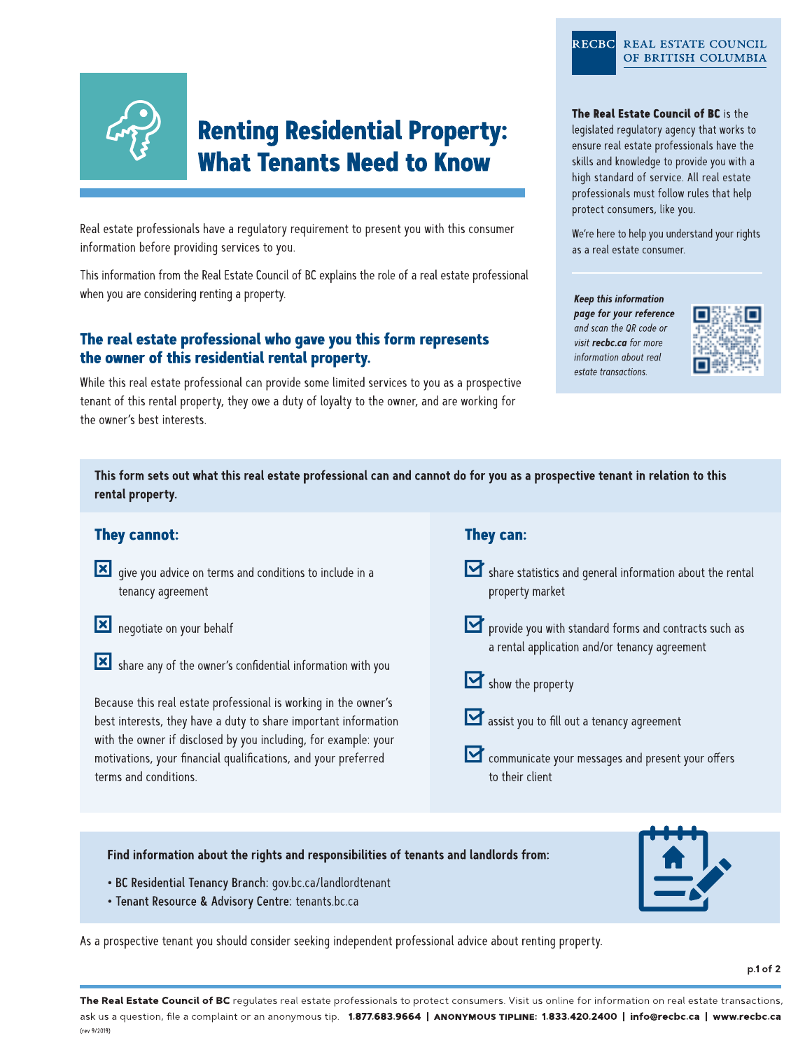# Renting Residential Property: What Tenants Need to Know

Real estate professionals have a regulatory requirement to present you with this consumer information before providing services to you.

This information from the Real Estate Council of BC explains the role of a real estate professional when you are considering renting a property.

## The real estate professional who gave you this form represents the owner of this residential rental property.

While this real estate professional can provide some limited services to you as a prospective tenant of this rental property, they owe a duty of loyalty to the owner, and are working for the owner's best interests.

RECBC REAL ESTATE COUNCIL OF BRITISH COLUMBIA

**The Real Estate Council of BC** is the legislated regulatory agency that works to ensure real estate professionals have the skills and knowledge to provide you with a high standard of service. All real estate professionals must follow rules that help protect consumers, like you.

We're here to help you understand your rights as a real estate consumer.

***Keep this information page for your reference*** *and scan the QR code or visit* ***recbc.ca*** *for more information about real estate transactions.*

**This form sets out what this real estate professional can and cannot do for you as a prospective tenant in relation to this rental property.**

### They cannot:

- give you advice on terms and conditions to include in a tenancy agreement
- negotiate on your behalf
- share any of the owner's confidential information with you

Because this real estate professional is working in the owner's best interests, they have a duty to share important information with the owner if disclosed by you including, for example: your motivations, your financial qualifications, and your preferred terms and conditions.

### They can:

- share statistics and general information about the rental property market
- provide you with standard forms and contracts such as a rental application and/or tenancy agreement
- show the property
- assist you to fill out a tenancy agreement
- communicate your messages and present your offers to their client

**Find information about the rights and responsibilities of tenants and landlords from:**

- **BC Residential Tenancy Branch:** gov.bc.ca/landlordtenant
- **Tenant Resource & Advisory Centre:** tenants.bc.ca

As a prospective tenant you should consider seeking independent professional advice about renting property.

**The Real Estate Council of BC** regulates real estate professionals to protect consumers. Visit us online for information on real estate transactions, ask us a question, file a complaint or an anonymous tip. **1.877.683.9664 | ANONYMOUS TIPLINE: 1.833.420.2400 | info@recbc.ca | www.recbc.ca**

(rev 9/2019)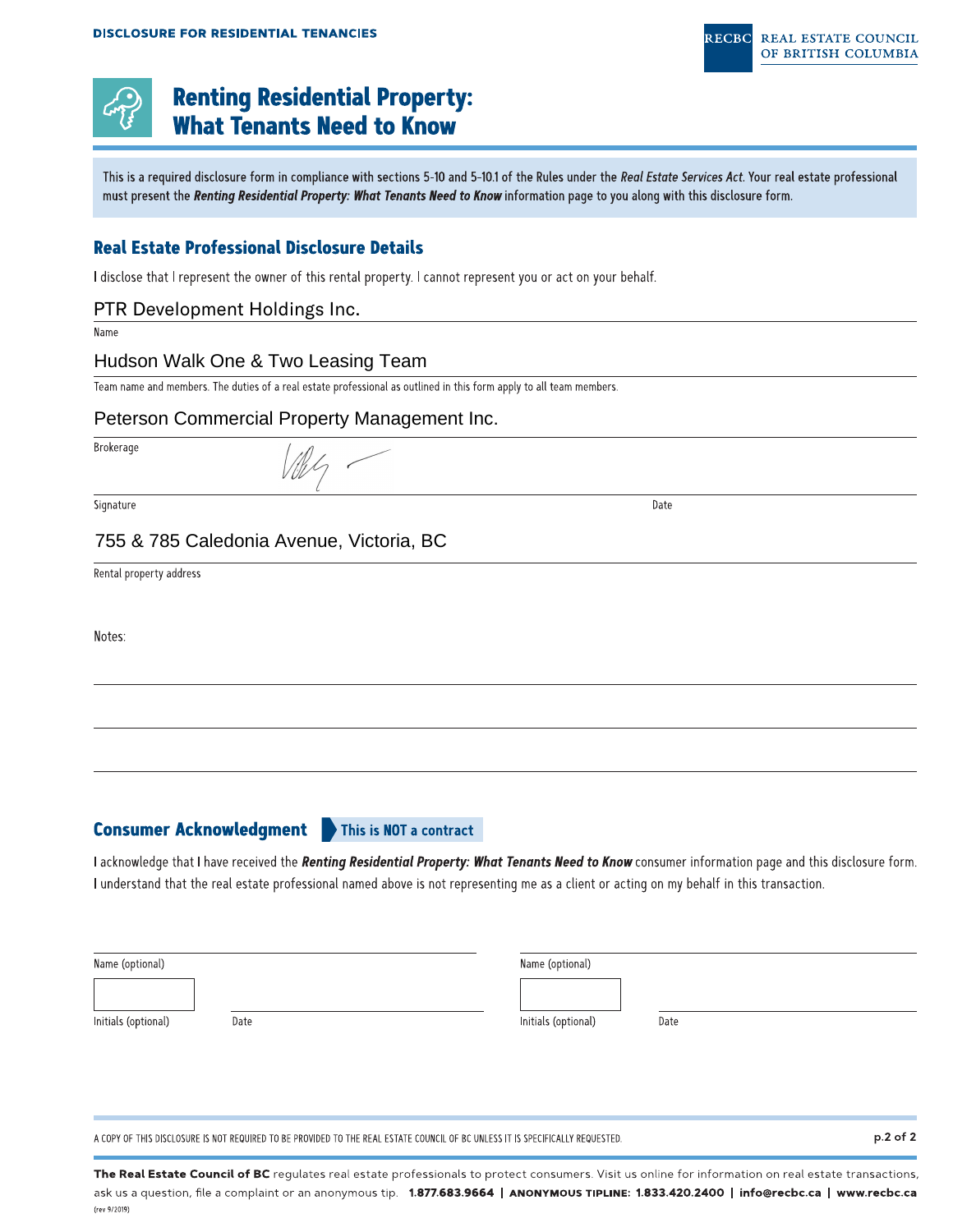**DISCLOSURE FOR RESIDENTIAL TENANCIES**

RECBC REAL ESTATE COUNCIL OF BRITISH COLUMBIA

# Renting Residential Property: What Tenants Need to Know

This is a required disclosure form in compliance with sections 5-10 and 5-10.1 of the Rules under the *Real Estate Services Act*. Your real estate professional must present the ***Renting Residential Property: What Tenants Need to Know*** information page to you along with this disclosure form.

## Real Estate Professional Disclosure Details

I disclose that I represent the owner of this rental property. I cannot represent you or act on your behalf.

PTR Development Holdings Inc.

Name

Hudson Walk One & Two Leasing Team

Team name and members. The duties of a real estate professional as outlined in this form apply to all team members.

Peterson Commercial Property Management Inc.

Brokerage

[signature]

Signature Date

755 & 785 Caledonia Avenue, Victoria, BC

Rental property address

Notes:

## Consumer Acknowledgment

**This is NOT a contract**

I acknowledge that I have received the ***Renting Residential Property: What Tenants Need to Know*** consumer information page and this disclosure form. I understand that the real estate professional named above is not representing me as a client or acting on my behalf in this transaction.

Name (optional)

Initials (optional) Date

Name (optional)

Initials (optional) Date

A COPY OF THIS DISCLOSURE IS NOT REQUIRED TO BE PROVIDED TO THE REAL ESTATE COUNCIL OF BC UNLESS IT IS SPECIFICALLY REQUESTED.

**The Real Estate Council of BC** regulates real estate professionals to protect consumers. Visit us online for information on real estate transactions, ask us a question, file a complaint or an anonymous tip. **1.877.683.9664 | ANONYMOUS TIPLINE: 1.833.420.2400 | info@recbc.ca | www.recbc.ca**

(rev 9/2019)